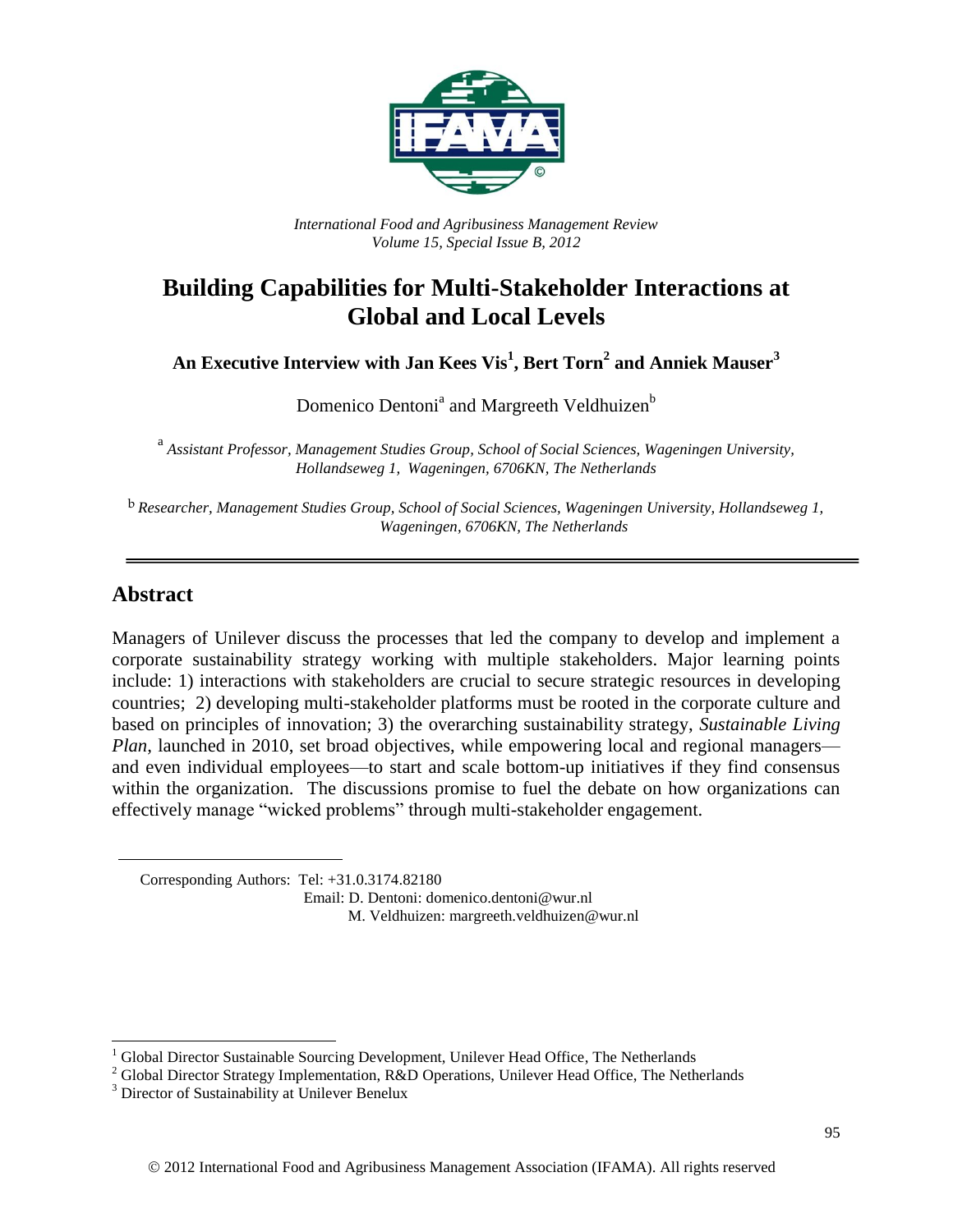*International Food and Agribusiness Management Review*
*Volume 15, Special Issue B, 2012*

# Building Capabilities for Multi-Stakeholder Interactions at Global and Local Levels

### An Executive Interview with Jan Kees Vis[1], Bert Torn[2] and Anniek Mauser[3]

Domenico Dentoni[a] and Margreeth Veldhuizen[b]

[a] *Assistant Professor, Management Studies Group, School of Social Sciences, Wageningen University, Hollandseweg 1, Wageningen, 6706KN, The Netherlands*

[b] *Researcher, Management Studies Group, School of Social Sciences, Wageningen University, Hollandseweg 1, Wageningen, 6706KN, The Netherlands*

## Abstract

Managers of Unilever discuss the processes that led the company to develop and implement a corporate sustainability strategy working with multiple stakeholders. Major learning points include: 1) interactions with stakeholders are crucial to secure strategic resources in developing countries; 2) developing multi-stakeholder platforms must be rooted in the corporate culture and based on principles of innovation; 3) the overarching sustainability strategy, *Sustainable Living Plan*, launched in 2010, set broad objectives, while empowering local and regional managers—and even individual employees—to start and scale bottom-up initiatives if they find consensus within the organization. The discussions promise to fuel the debate on how organizations can effectively manage "wicked problems" through multi-stakeholder engagement.

Corresponding Authors: Tel: +31.0.3174.82180
Email: D. Dentoni: domenico.dentoni@wur.nl
M. Veldhuizen: margreeth.veldhuizen@wur.nl

[1] Global Director Sustainable Sourcing Development, Unilever Head Office, The Netherlands
[2] Global Director Strategy Implementation, R&D Operations, Unilever Head Office, The Netherlands
[3] Director of Sustainability at Unilever Benelux

© 2012 International Food and Agribusiness Management Association (IFAMA). All rights reserved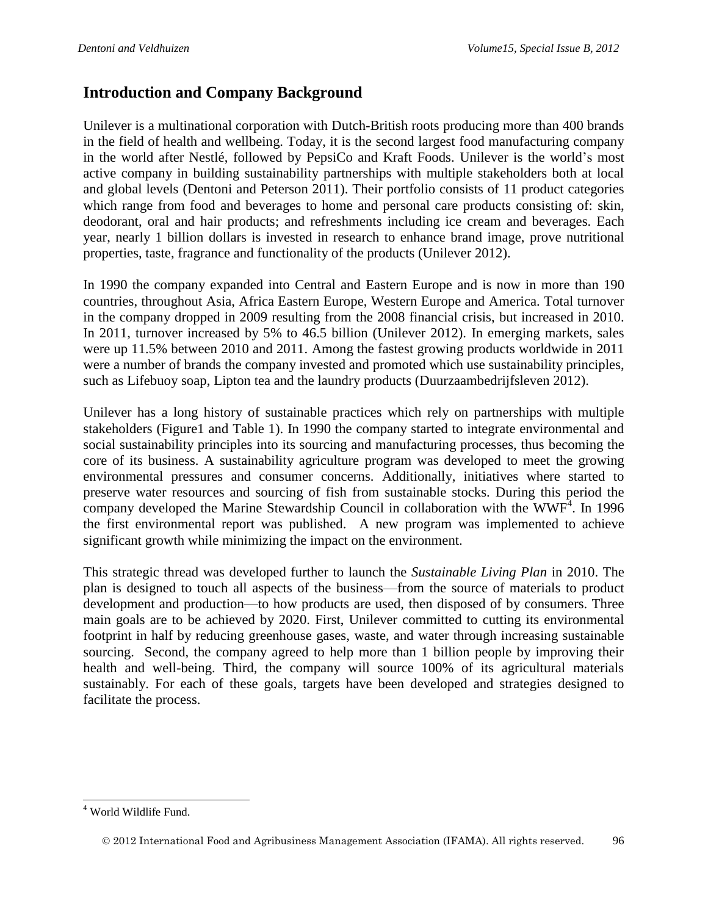## Introduction and Company Background

Unilever is a multinational corporation with Dutch-British roots producing more than 400 brands in the field of health and wellbeing. Today, it is the second largest food manufacturing company in the world after Nestlé, followed by PepsiCo and Kraft Foods. Unilever is the world's most active company in building sustainability partnerships with multiple stakeholders both at local and global levels (Dentoni and Peterson 2011). Their portfolio consists of 11 product categories which range from food and beverages to home and personal care products consisting of: skin, deodorant, oral and hair products; and refreshments including ice cream and beverages. Each year, nearly 1 billion dollars is invested in research to enhance brand image, prove nutritional properties, taste, fragrance and functionality of the products (Unilever 2012).

In 1990 the company expanded into Central and Eastern Europe and is now in more than 190 countries, throughout Asia, Africa Eastern Europe, Western Europe and America. Total turnover in the company dropped in 2009 resulting from the 2008 financial crisis, but increased in 2010. In 2011, turnover increased by 5% to 46.5 billion (Unilever 2012). In emerging markets, sales were up 11.5% between 2010 and 2011. Among the fastest growing products worldwide in 2011 were a number of brands the company invested and promoted which use sustainability principles, such as Lifebuoy soap, Lipton tea and the laundry products (Duurzaambedrijfsleven 2012).

Unilever has a long history of sustainable practices which rely on partnerships with multiple stakeholders (Figure1 and Table 1). In 1990 the company started to integrate environmental and social sustainability principles into its sourcing and manufacturing processes, thus becoming the core of its business. A sustainability agriculture program was developed to meet the growing environmental pressures and consumer concerns. Additionally, initiatives where started to preserve water resources and sourcing of fish from sustainable stocks. During this period the company developed the Marine Stewardship Council in collaboration with the WWF[4]. In 1996 the first environmental report was published. A new program was implemented to achieve significant growth while minimizing the impact on the environment.

This strategic thread was developed further to launch the *Sustainable Living Plan* in 2010. The plan is designed to touch all aspects of the business—from the source of materials to product development and production—to how products are used, then disposed of by consumers. Three main goals are to be achieved by 2020. First, Unilever committed to cutting its environmental footprint in half by reducing greenhouse gases, waste, and water through increasing sustainable sourcing. Second, the company agreed to help more than 1 billion people by improving their health and well-being. Third, the company will source 100% of its agricultural materials sustainably. For each of these goals, targets have been developed and strategies designed to facilitate the process.

[4] World Wildlife Fund.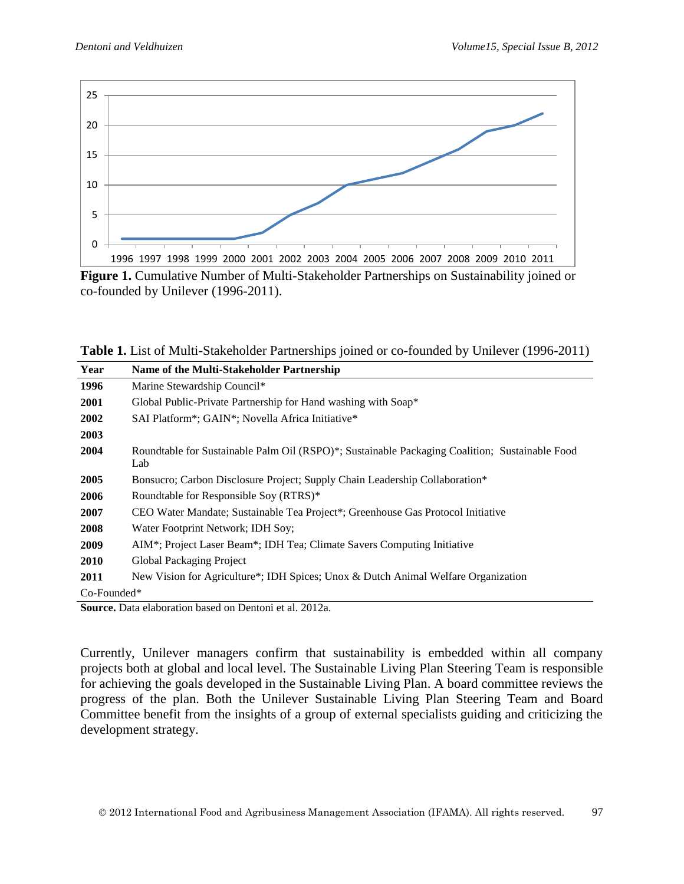**Figure 1.** Cumulative Number of Multi-Stakeholder Partnerships on Sustainability joined or co-founded by Unilever (1996-2011).

**Table 1.** List of Multi-Stakeholder Partnerships joined or co-founded by Unilever (1996-2011)

| Year | Name of the Multi-Stakeholder Partnership |
|---|---|
| **1996** | Marine Stewardship Council* |
| **2001** | Global Public-Private Partnership for Hand washing with Soap* |
| **2002** | SAI Platform*; GAIN*; Novella Africa Initiative* |
| **2003** | |
| **2004** | Roundtable for Sustainable Palm Oil (RSPO)*; Sustainable Packaging Coalition; Sustainable Food Lab |
| **2005** | Bonsucro; Carbon Disclosure Project; Supply Chain Leadership Collaboration* |
| **2006** | Roundtable for Responsible Soy (RTRS)* |
| **2007** | CEO Water Mandate; Sustainable Tea Project*; Greenhouse Gas Protocol Initiative |
| **2008** | Water Footprint Network; IDH Soy; |
| **2009** | AIM*; Project Laser Beam*; IDH Tea; Climate Savers Computing Initiative |
| **2010** | Global Packaging Project |
| **2011** | New Vision for Agriculture*; IDH Spices; Unox & Dutch Animal Welfare Organization |
| Co-Founded* | |

**Source.** Data elaboration based on Dentoni et al. 2012a.

Currently, Unilever managers confirm that sustainability is embedded within all company projects both at global and local level. The Sustainable Living Plan Steering Team is responsible for achieving the goals developed in the Sustainable Living Plan. A board committee reviews the progress of the plan. Both the Unilever Sustainable Living Plan Steering Team and Board Committee benefit from the insights of a group of external specialists guiding and criticizing the development strategy.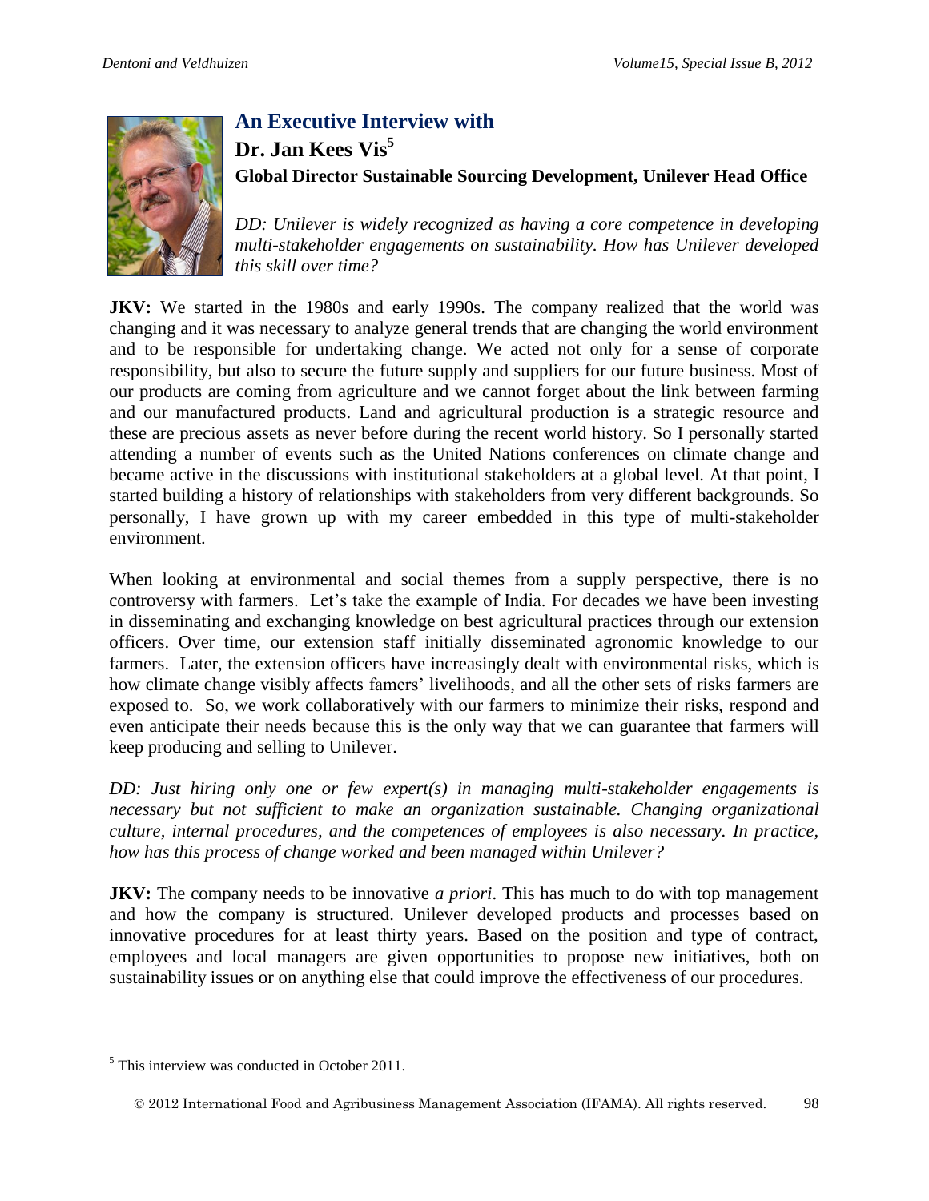## An Executive Interview with

### Dr. Jan Kees Vis[5]

**Global Director Sustainable Sourcing Development, Unilever Head Office**

*DD: Unilever is widely recognized as having a core competence in developing multi-stakeholder engagements on sustainability. How has Unilever developed this skill over time?*

**JKV:** We started in the 1980s and early 1990s. The company realized that the world was changing and it was necessary to analyze general trends that are changing the world environment and to be responsible for undertaking change. We acted not only for a sense of corporate responsibility, but also to secure the future supply and suppliers for our future business. Most of our products are coming from agriculture and we cannot forget about the link between farming and our manufactured products. Land and agricultural production is a strategic resource and these are precious assets as never before during the recent world history. So I personally started attending a number of events such as the United Nations conferences on climate change and became active in the discussions with institutional stakeholders at a global level. At that point, I started building a history of relationships with stakeholders from very different backgrounds. So personally, I have grown up with my career embedded in this type of multi-stakeholder environment.

When looking at environmental and social themes from a supply perspective, there is no controversy with farmers. Let's take the example of India. For decades we have been investing in disseminating and exchanging knowledge on best agricultural practices through our extension officers. Over time, our extension staff initially disseminated agronomic knowledge to our farmers. Later, the extension officers have increasingly dealt with environmental risks, which is how climate change visibly affects famers' livelihoods, and all the other sets of risks farmers are exposed to. So, we work collaboratively with our farmers to minimize their risks, respond and even anticipate their needs because this is the only way that we can guarantee that farmers will keep producing and selling to Unilever.

*DD: Just hiring only one or few expert(s) in managing multi-stakeholder engagements is necessary but not sufficient to make an organization sustainable. Changing organizational culture, internal procedures, and the competences of employees is also necessary. In practice, how has this process of change worked and been managed within Unilever?*

**JKV:** The company needs to be innovative *a priori*. This has much to do with top management and how the company is structured. Unilever developed products and processes based on innovative procedures for at least thirty years. Based on the position and type of contract, employees and local managers are given opportunities to propose new initiatives, both on sustainability issues or on anything else that could improve the effectiveness of our procedures.

[5] This interview was conducted in October 2011.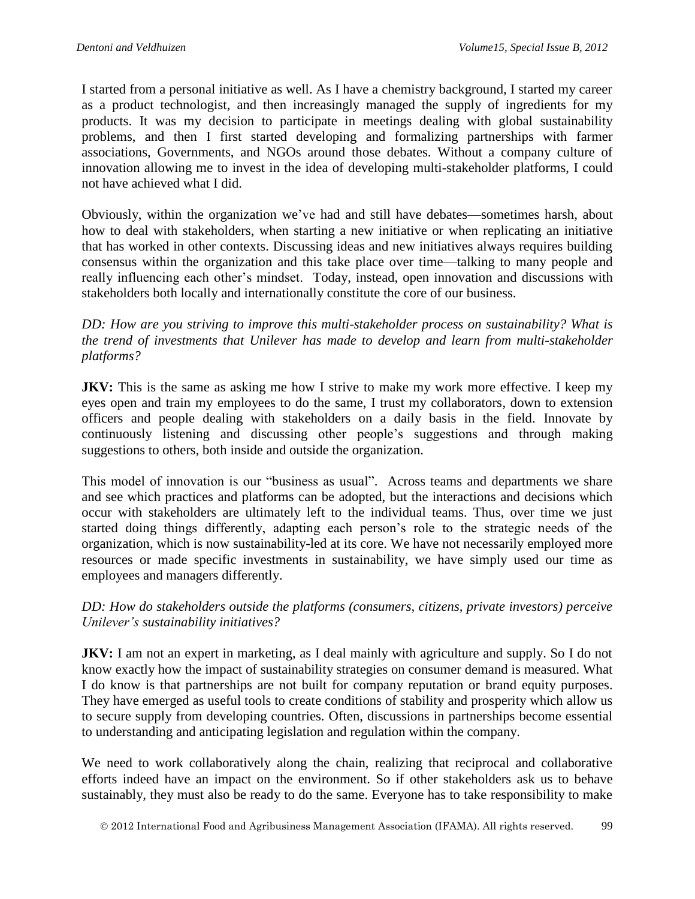I started from a personal initiative as well. As I have a chemistry background, I started my career as a product technologist, and then increasingly managed the supply of ingredients for my products. It was my decision to participate in meetings dealing with global sustainability problems, and then I first started developing and formalizing partnerships with farmer associations, Governments, and NGOs around those debates. Without a company culture of innovation allowing me to invest in the idea of developing multi-stakeholder platforms, I could not have achieved what I did.

Obviously, within the organization we've had and still have debates—sometimes harsh, about how to deal with stakeholders, when starting a new initiative or when replicating an initiative that has worked in other contexts. Discussing ideas and new initiatives always requires building consensus within the organization and this take place over time—talking to many people and really influencing each other's mindset. Today, instead, open innovation and discussions with stakeholders both locally and internationally constitute the core of our business.

*DD: How are you striving to improve this multi-stakeholder process on sustainability? What is the trend of investments that Unilever has made to develop and learn from multi-stakeholder platforms?*

**JKV:** This is the same as asking me how I strive to make my work more effective. I keep my eyes open and train my employees to do the same, I trust my collaborators, down to extension officers and people dealing with stakeholders on a daily basis in the field. Innovate by continuously listening and discussing other people's suggestions and through making suggestions to others, both inside and outside the organization.

This model of innovation is our "business as usual". Across teams and departments we share and see which practices and platforms can be adopted, but the interactions and decisions which occur with stakeholders are ultimately left to the individual teams. Thus, over time we just started doing things differently, adapting each person's role to the strategic needs of the organization, which is now sustainability-led at its core. We have not necessarily employed more resources or made specific investments in sustainability, we have simply used our time as employees and managers differently.

*DD: How do stakeholders outside the platforms (consumers, citizens, private investors) perceive Unilever's sustainability initiatives?*

**JKV:** I am not an expert in marketing, as I deal mainly with agriculture and supply. So I do not know exactly how the impact of sustainability strategies on consumer demand is measured. What I do know is that partnerships are not built for company reputation or brand equity purposes. They have emerged as useful tools to create conditions of stability and prosperity which allow us to secure supply from developing countries. Often, discussions in partnerships become essential to understanding and anticipating legislation and regulation within the company.

We need to work collaboratively along the chain, realizing that reciprocal and collaborative efforts indeed have an impact on the environment. So if other stakeholders ask us to behave sustainably, they must also be ready to do the same. Everyone has to take responsibility to make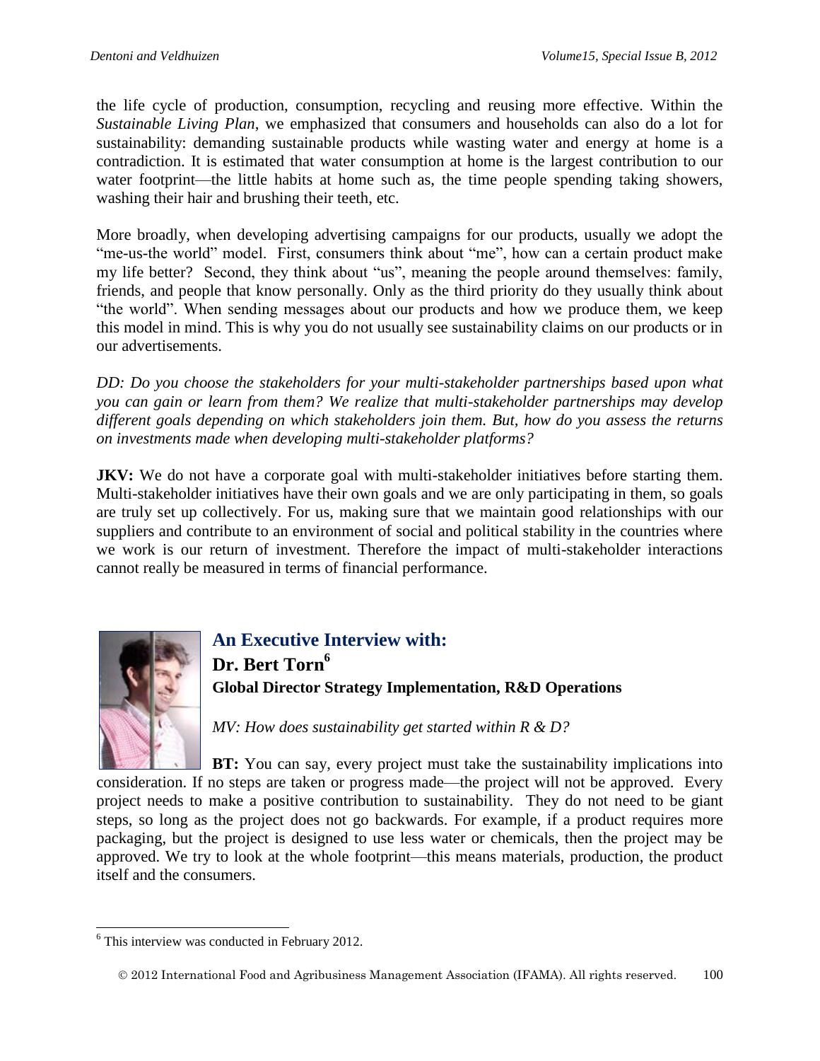the life cycle of production, consumption, recycling and reusing more effective. Within the *Sustainable Living Plan*, we emphasized that consumers and households can also do a lot for sustainability: demanding sustainable products while wasting water and energy at home is a contradiction. It is estimated that water consumption at home is the largest contribution to our water footprint—the little habits at home such as, the time people spending taking showers, washing their hair and brushing their teeth, etc.

More broadly, when developing advertising campaigns for our products, usually we adopt the "me-us-the world" model. First, consumers think about "me", how can a certain product make my life better? Second, they think about "us", meaning the people around themselves: family, friends, and people that know personally. Only as the third priority do they usually think about "the world". When sending messages about our products and how we produce them, we keep this model in mind. This is why you do not usually see sustainability claims on our products or in our advertisements.

*DD: Do you choose the stakeholders for your multi-stakeholder partnerships based upon what you can gain or learn from them? We realize that multi-stakeholder partnerships may develop different goals depending on which stakeholders join them. But, how do you assess the returns on investments made when developing multi-stakeholder platforms?*

**JKV:** We do not have a corporate goal with multi-stakeholder initiatives before starting them. Multi-stakeholder initiatives have their own goals and we are only participating in them, so goals are truly set up collectively. For us, making sure that we maintain good relationships with our suppliers and contribute to an environment of social and political stability in the countries where we work is our return of investment. Therefore the impact of multi-stakeholder interactions cannot really be measured in terms of financial performance.

## An Executive Interview with:

**Dr. Bert Torn[6]**
**Global Director Strategy Implementation, R&D Operations**

*MV: How does sustainability get started within R & D?*

**BT:** You can say, every project must take the sustainability implications into consideration. If no steps are taken or progress made—the project will not be approved. Every project needs to make a positive contribution to sustainability. They do not need to be giant steps, so long as the project does not go backwards. For example, if a product requires more packaging, but the project is designed to use less water or chemicals, then the project may be approved. We try to look at the whole footprint—this means materials, production, the product itself and the consumers.

[6] This interview was conducted in February 2012.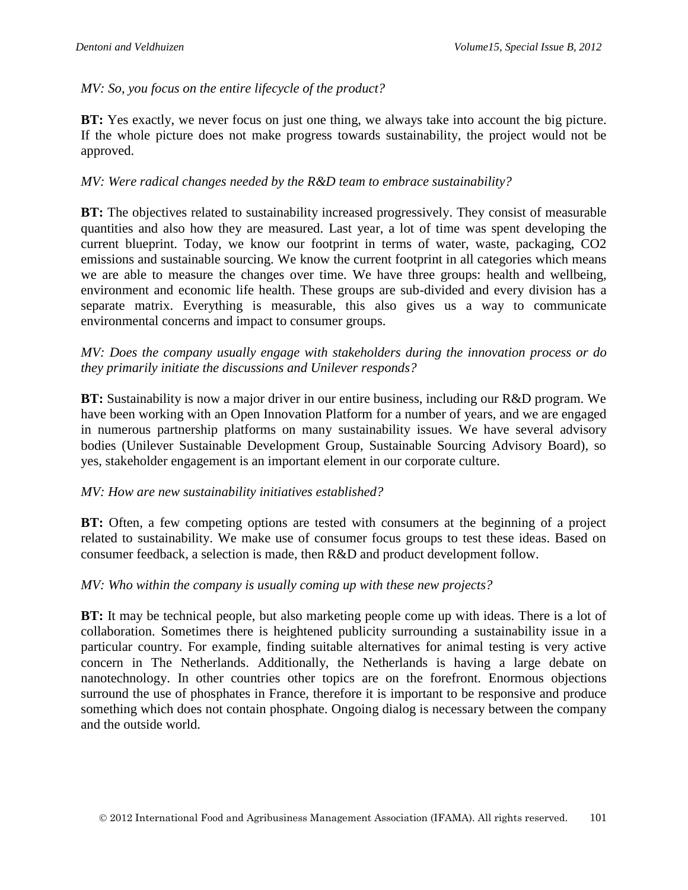*MV: So, you focus on the entire lifecycle of the product?*

**BT:** Yes exactly, we never focus on just one thing, we always take into account the big picture. If the whole picture does not make progress towards sustainability, the project would not be approved.

*MV: Were radical changes needed by the R&D team to embrace sustainability?*

**BT:** The objectives related to sustainability increased progressively. They consist of measurable quantities and also how they are measured. Last year, a lot of time was spent developing the current blueprint. Today, we know our footprint in terms of water, waste, packaging, $CO_2$ emissions and sustainable sourcing. We know the current footprint in all categories which means we are able to measure the changes over time. We have three groups: health and wellbeing, environment and economic life health. These groups are sub-divided and every division has a separate matrix. Everything is measurable, this also gives us a way to communicate environmental concerns and impact to consumer groups.

*MV: Does the company usually engage with stakeholders during the innovation process or do they primarily initiate the discussions and Unilever responds?*

**BT:** Sustainability is now a major driver in our entire business, including our R&D program. We have been working with an Open Innovation Platform for a number of years, and we are engaged in numerous partnership platforms on many sustainability issues. We have several advisory bodies (Unilever Sustainable Development Group, Sustainable Sourcing Advisory Board), so yes, stakeholder engagement is an important element in our corporate culture.

*MV: How are new sustainability initiatives established?*

**BT:** Often, a few competing options are tested with consumers at the beginning of a project related to sustainability. We make use of consumer focus groups to test these ideas. Based on consumer feedback, a selection is made, then R&D and product development follow.

*MV: Who within the company is usually coming up with these new projects?*

**BT:** It may be technical people, but also marketing people come up with ideas. There is a lot of collaboration. Sometimes there is heightened publicity surrounding a sustainability issue in a particular country. For example, finding suitable alternatives for animal testing is very active concern in The Netherlands. Additionally, the Netherlands is having a large debate on nanotechnology. In other countries other topics are on the forefront. Enormous objections surround the use of phosphates in France, therefore it is important to be responsive and produce something which does not contain phosphate. Ongoing dialog is necessary between the company and the outside world.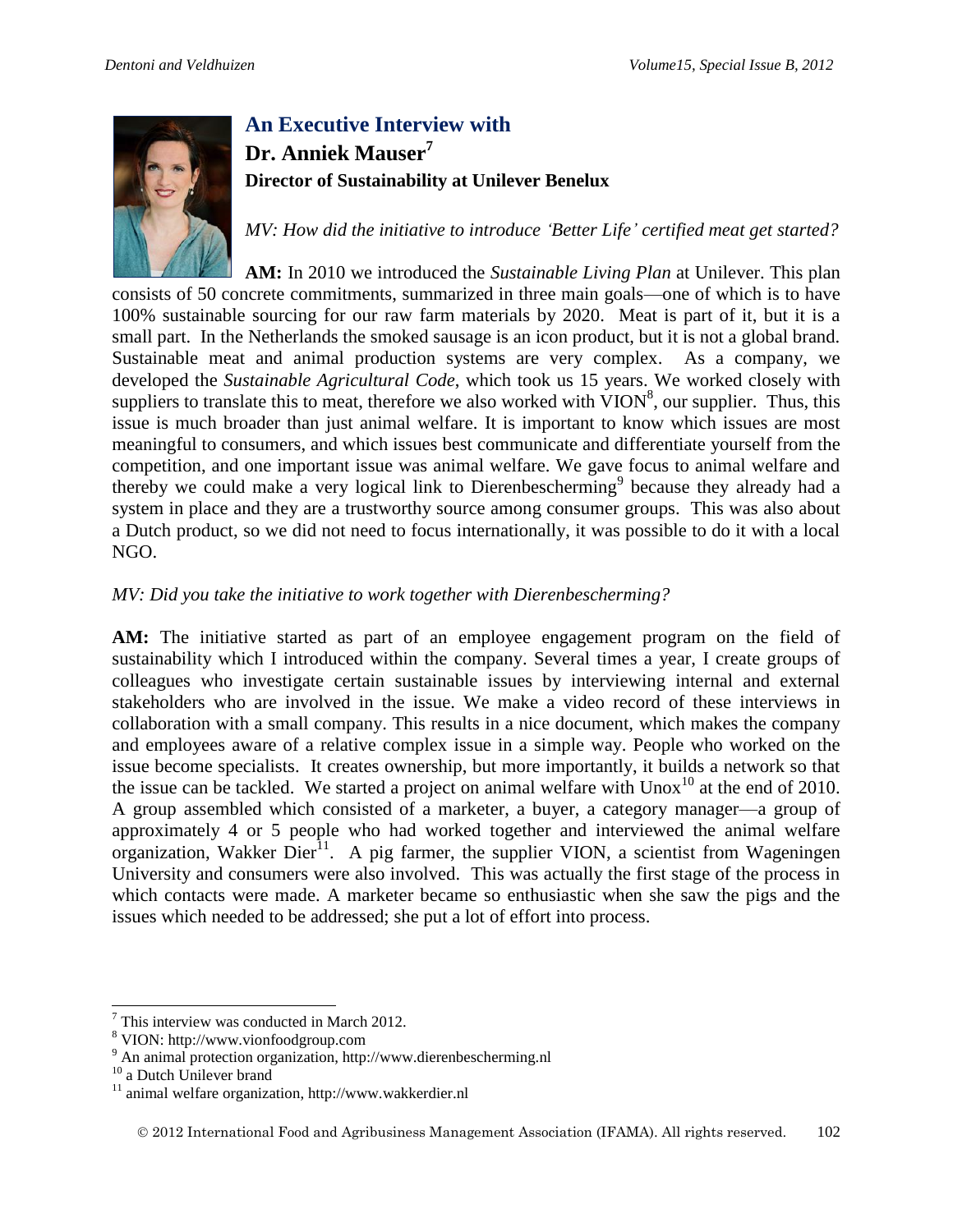## An Executive Interview with

### Dr. Anniek Mauser[7]

**Director of Sustainability at Unilever Benelux**

*MV: How did the initiative to introduce 'Better Life' certified meat get started?*

**AM:** In 2010 we introduced the *Sustainable Living Plan* at Unilever. This plan consists of 50 concrete commitments, summarized in three main goals—one of which is to have 100% sustainable sourcing for our raw farm materials by 2020. Meat is part of it, but it is a small part. In the Netherlands the smoked sausage is an icon product, but it is not a global brand. Sustainable meat and animal production systems are very complex. As a company, we developed the *Sustainable Agricultural Code*, which took us 15 years. We worked closely with suppliers to translate this to meat, therefore we also worked with VION[8], our supplier. Thus, this issue is much broader than just animal welfare. It is important to know which issues are most meaningful to consumers, and which issues best communicate and differentiate yourself from the competition, and one important issue was animal welfare. We gave focus to animal welfare and thereby we could make a very logical link to Dierenbescherming[9] because they already had a system in place and they are a trustworthy source among consumer groups. This was also about a Dutch product, so we did not need to focus internationally, it was possible to do it with a local NGO.

*MV: Did you take the initiative to work together with Dierenbescherming?*

**AM:** The initiative started as part of an employee engagement program on the field of sustainability which I introduced within the company. Several times a year, I create groups of colleagues who investigate certain sustainable issues by interviewing internal and external stakeholders who are involved in the issue. We make a video record of these interviews in collaboration with a small company. This results in a nice document, which makes the company and employees aware of a relative complex issue in a simple way. People who worked on the issue become specialists. It creates ownership, but more importantly, it builds a network so that the issue can be tackled. We started a project on animal welfare with Unox[10] at the end of 2010. A group assembled which consisted of a marketer, a buyer, a category manager—a group of approximately 4 or 5 people who had worked together and interviewed the animal welfare organization, Wakker Dier[11]. A pig farmer, the supplier VION, a scientist from Wageningen University and consumers were also involved. This was actually the first stage of the process in which contacts were made. A marketer became so enthusiastic when she saw the pigs and the issues which needed to be addressed; she put a lot of effort into process.

---

[7] This interview was conducted in March 2012.

[8] VION: http://www.vionfoodgroup.com

[9] An animal protection organization, http://www.dierenbescherming.nl

[10] a Dutch Unilever brand

[11] animal welfare organization, http://www.wakkerdier.nl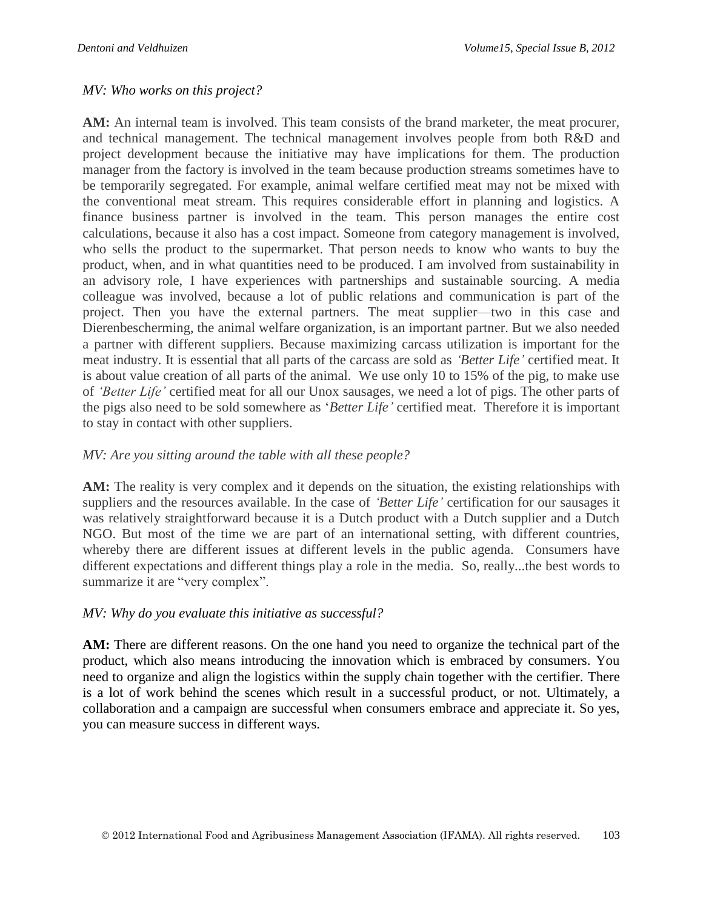*MV: Who works on this project?*

**AM:** An internal team is involved. This team consists of the brand marketer, the meat procurer, and technical management. The technical management involves people from both R&D and project development because the initiative may have implications for them. The production manager from the factory is involved in the team because production streams sometimes have to be temporarily segregated. For example, animal welfare certified meat may not be mixed with the conventional meat stream. This requires considerable effort in planning and logistics. A finance business partner is involved in the team. This person manages the entire cost calculations, because it also has a cost impact. Someone from category management is involved, who sells the product to the supermarket. That person needs to know who wants to buy the product, when, and in what quantities need to be produced. I am involved from sustainability in an advisory role, I have experiences with partnerships and sustainable sourcing. A media colleague was involved, because a lot of public relations and communication is part of the project. Then you have the external partners. The meat supplier—two in this case and Dierenbescherming, the animal welfare organization, is an important partner. But we also needed a partner with different suppliers. Because maximizing carcass utilization is important for the meat industry. It is essential that all parts of the carcass are sold as *'Better Life'* certified meat. It is about value creation of all parts of the animal. We use only 10 to 15% of the pig, to make use of *'Better Life'* certified meat for all our Unox sausages, we need a lot of pigs. The other parts of the pigs also need to be sold somewhere as '*Better Life'* certified meat. Therefore it is important to stay in contact with other suppliers.

*MV: Are you sitting around the table with all these people?*

**AM:** The reality is very complex and it depends on the situation, the existing relationships with suppliers and the resources available. In the case of *'Better Life'* certification for our sausages it was relatively straightforward because it is a Dutch product with a Dutch supplier and a Dutch NGO. But most of the time we are part of an international setting, with different countries, whereby there are different issues at different levels in the public agenda. Consumers have different expectations and different things play a role in the media. So, really...the best words to summarize it are "very complex".

*MV: Why do you evaluate this initiative as successful?*

**AM:** There are different reasons. On the one hand you need to organize the technical part of the product, which also means introducing the innovation which is embraced by consumers. You need to organize and align the logistics within the supply chain together with the certifier. There is a lot of work behind the scenes which result in a successful product, or not. Ultimately, a collaboration and a campaign are successful when consumers embrace and appreciate it. So yes, you can measure success in different ways.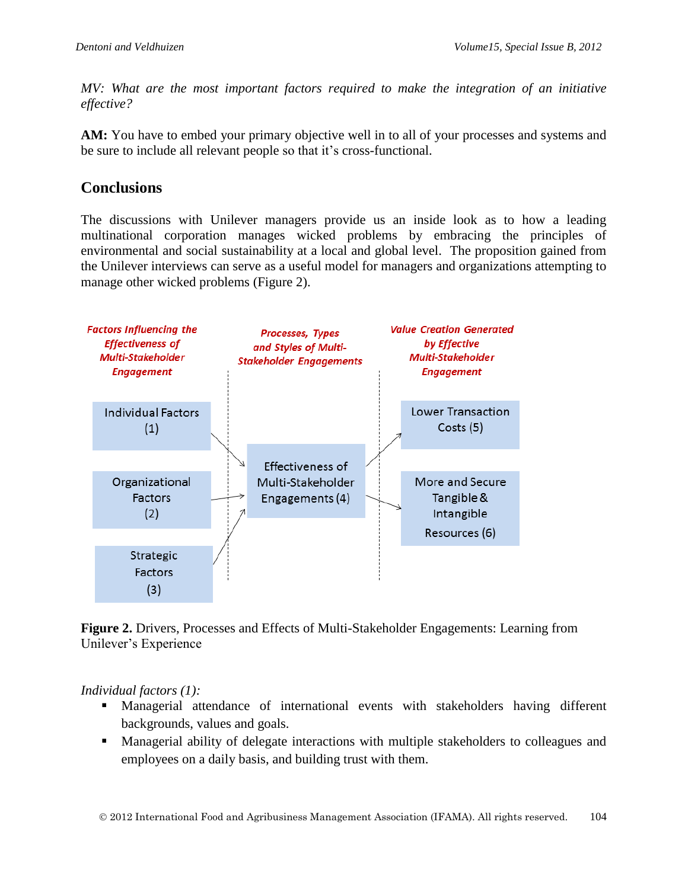*MV: What are the most important factors required to make the integration of an initiative effective?*

**AM:** You have to embed your primary objective well in to all of your processes and systems and be sure to include all relevant people so that it's cross-functional.

## Conclusions

The discussions with Unilever managers provide us an inside look as to how a leading multinational corporation manages wicked problems by embracing the principles of environmental and social sustainability at a local and global level. The proposition gained from the Unilever interviews can serve as a useful model for managers and organizations attempting to manage other wicked problems (Figure 2).

**Figure 2.** Drivers, Processes and Effects of Multi-Stakeholder Engagements: Learning from Unilever's Experience

*Individual factors (1):*

- Managerial attendance of international events with stakeholders having different backgrounds, values and goals.
- Managerial ability of delegate interactions with multiple stakeholders to colleagues and employees on a daily basis, and building trust with them.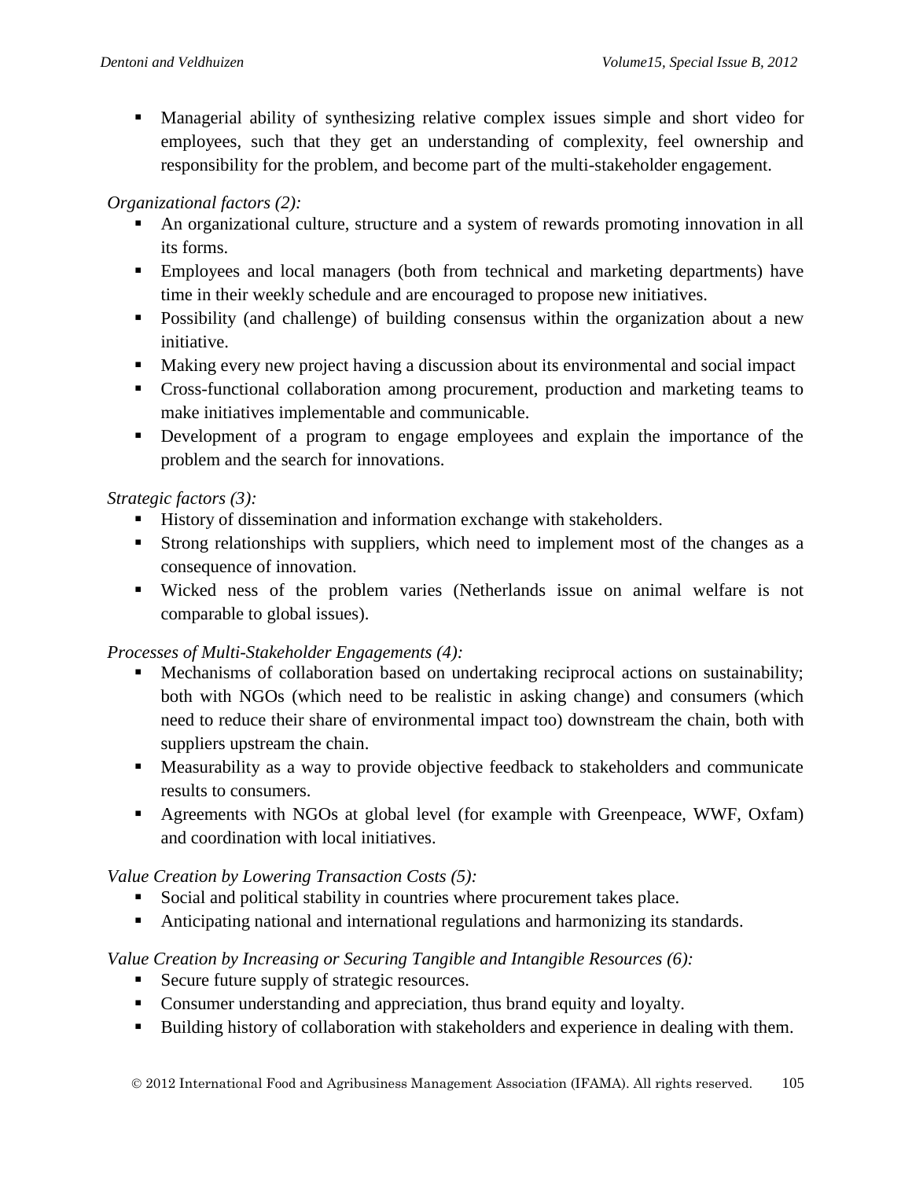- Managerial ability of synthesizing relative complex issues simple and short video for employees, such that they get an understanding of complexity, feel ownership and responsibility for the problem, and become part of the multi-stakeholder engagement.

*Organizational factors (2):*

- An organizational culture, structure and a system of rewards promoting innovation in all its forms.
- Employees and local managers (both from technical and marketing departments) have time in their weekly schedule and are encouraged to propose new initiatives.
- Possibility (and challenge) of building consensus within the organization about a new initiative.
- Making every new project having a discussion about its environmental and social impact
- Cross-functional collaboration among procurement, production and marketing teams to make initiatives implementable and communicable.
- Development of a program to engage employees and explain the importance of the problem and the search for innovations.

*Strategic factors (3):*

- History of dissemination and information exchange with stakeholders.
- Strong relationships with suppliers, which need to implement most of the changes as a consequence of innovation.
- Wicked ness of the problem varies (Netherlands issue on animal welfare is not comparable to global issues).

*Processes of Multi-Stakeholder Engagements (4):*

- Mechanisms of collaboration based on undertaking reciprocal actions on sustainability; both with NGOs (which need to be realistic in asking change) and consumers (which need to reduce their share of environmental impact too) downstream the chain, both with suppliers upstream the chain.
- Measurability as a way to provide objective feedback to stakeholders and communicate results to consumers.
- Agreements with NGOs at global level (for example with Greenpeace, WWF, Oxfam) and coordination with local initiatives.

*Value Creation by Lowering Transaction Costs (5):*

- Social and political stability in countries where procurement takes place.
- Anticipating national and international regulations and harmonizing its standards.

*Value Creation by Increasing or Securing Tangible and Intangible Resources (6):*

- Secure future supply of strategic resources.
- Consumer understanding and appreciation, thus brand equity and loyalty.
- Building history of collaboration with stakeholders and experience in dealing with them.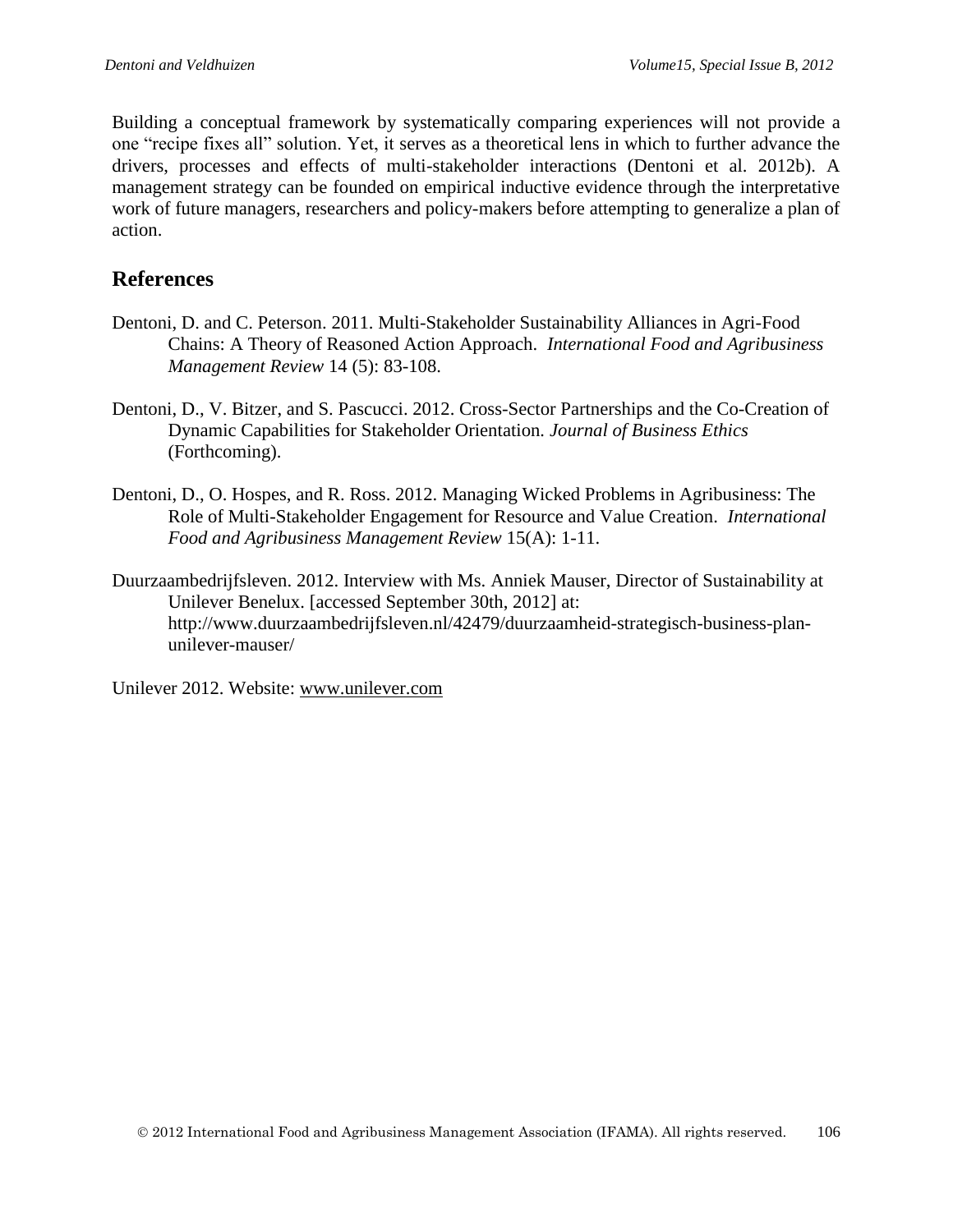Building a conceptual framework by systematically comparing experiences will not provide a one "recipe fixes all" solution. Yet, it serves as a theoretical lens in which to further advance the drivers, processes and effects of multi-stakeholder interactions (Dentoni et al. 2012b). A management strategy can be founded on empirical inductive evidence through the interpretative work of future managers, researchers and policy-makers before attempting to generalize a plan of action.

## References

Dentoni, D. and C. Peterson. 2011. Multi-Stakeholder Sustainability Alliances in Agri-Food Chains: A Theory of Reasoned Action Approach. *International Food and Agribusiness Management Review* 14 (5): 83-108.

Dentoni, D., V. Bitzer, and S. Pascucci. 2012. Cross-Sector Partnerships and the Co-Creation of Dynamic Capabilities for Stakeholder Orientation. *Journal of Business Ethics* (Forthcoming).

Dentoni, D., O. Hospes, and R. Ross. 2012. Managing Wicked Problems in Agribusiness: The Role of Multi-Stakeholder Engagement for Resource and Value Creation. *International Food and Agribusiness Management Review* 15(A): 1-11.

Duurzaambedrijfsleven. 2012. Interview with Ms. Anniek Mauser, Director of Sustainability at Unilever Benelux. [accessed September 30th, 2012] at: http://www.duurzaambedrijfsleven.nl/42479/duurzaamheid-strategisch-business-plan-unilever-mauser/

Unilever 2012. Website: www.unilever.com